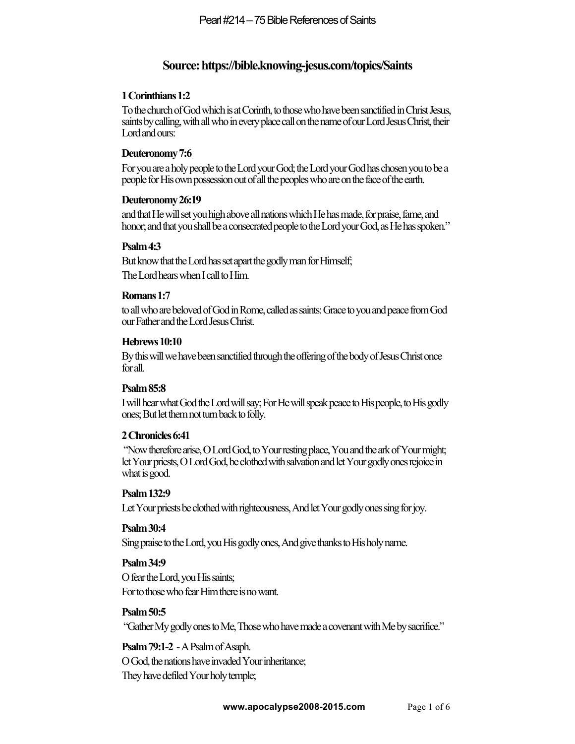## Source: https://bible.knowing-jesus.com/topics/Saints

**1 Corinthians 1:2**

To the church of God which is at Corinth, to those who have been sanctified in Christ Jesus, saints by calling, with all who in every place call on the name of our Lord Jesus Christ, their Lord and ours:

**Deuteronomy 7:6**

For you are a holy people to the Lord your God; the Lord your God has chosen you to be a people for His own possession out of all the peoples who are on the face of the earth.

**Deuteronomy 26:19**

and that He will set you high above all nations which He has made, for praise, fame, and honor; and that you shall be a consecrated people to the Lord your God, as He has spoken."

**Psalm 4:3**

But know that the Lord has set apart the godly man for Himself;
The Lord hears when I call to Him.

**Romans 1:7**

to all who are beloved of God in Rome, called as saints: Grace to you and peace from God our Father and the Lord Jesus Christ.

**Hebrews 10:10**

By this will we have been sanctified through the offering of the body of Jesus Christ once for all.

**Psalm 85:8**

I will hear what God the Lord will say; For He will speak peace to His people, to His godly ones; But let them not turn back to folly.

**2 Chronicles 6:41**

"Now therefore arise, O Lord God, to Your resting place, You and the ark of Your might; let Your priests, O Lord God, be clothed with salvation and let Your godly ones rejoice in what is good.

**Psalm 132:9**

Let Your priests be clothed with righteousness, And let Your godly ones sing for joy.

**Psalm 30:4**

Sing praise to the Lord, you His godly ones, And give thanks to His holy name.

**Psalm 34:9**

O fear the Lord, you His saints;
For to those who fear Him there is no want.

**Psalm 50:5**

"Gather My godly ones to Me, Those who have made a covenant with Me by sacrifice."

**Psalm 79:1-2** - A Psalm of Asaph.

O God, the nations have invaded Your inheritance;
They have defiled Your holy temple;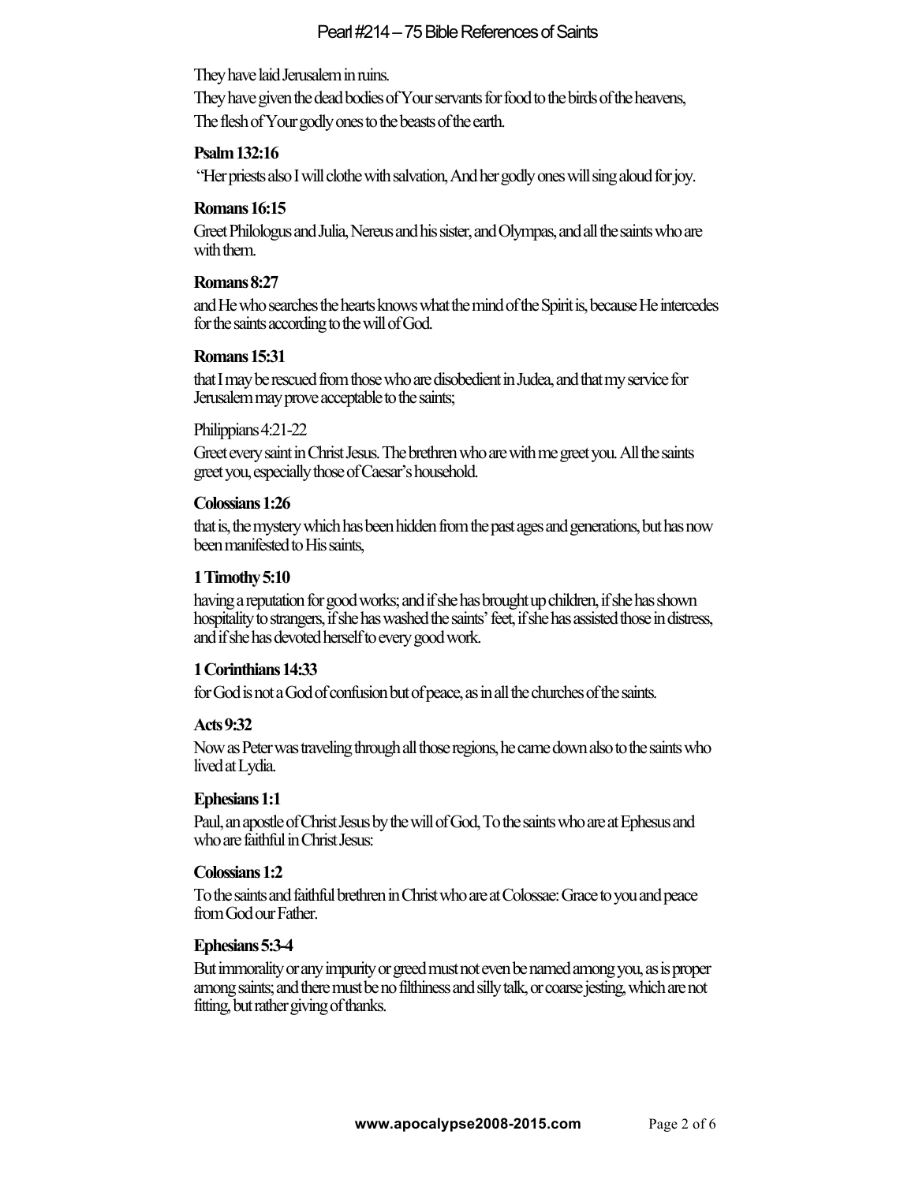They have laid Jerusalem in ruins.

They have given the dead bodies of Your servants for food to the birds of the heavens,

The flesh of Your godly ones to the beasts of the earth.

**Psalm 132:16**

"Her priests also I will clothe with salvation, And her godly ones will sing aloud for joy.

**Romans 16:15**

Greet Philologus and Julia, Nereus and his sister, and Olympas, and all the saints who are with them.

**Romans 8:27**

and He who searches the hearts knows what the mind of the Spirit is, because He intercedes for the saints according to the will of God.

**Romans 15:31**

that I may be rescued from those who are disobedient in Judea, and that my service for Jerusalem may prove acceptable to the saints;

Philippians 4:21-22

Greet every saint in Christ Jesus. The brethren who are with me greet you. All the saints greet you, especially those of Caesar's household.

**Colossians 1:26**

that is, the mystery which has been hidden from the past ages and generations, but has now been manifested to His saints,

**1 Timothy 5:10**

having a reputation for good works; and if she has brought up children, if she has shown hospitality to strangers, if she has washed the saints' feet, if she has assisted those in distress, and if she has devoted herself to every good work.

**1 Corinthians 14:33**

for God is not a God of confusion but of peace, as in all the churches of the saints.

**Acts 9:32**

Now as Peter was traveling through all those regions, he came down also to the saints who lived at Lydia.

**Ephesians 1:1**

Paul, an apostle of Christ Jesus by the will of God, To the saints who are at Ephesus and who are faithful in Christ Jesus:

**Colossians 1:2**

To the saints and faithful brethren in Christ who are at Colossae: Grace to you and peace from God our Father.

**Ephesians 5:3-4**

But immorality or any impurity or greed must not even be named among you, as is proper among saints; and there must be no filthiness and silly talk, or coarse jesting, which are not fitting, but rather giving of thanks.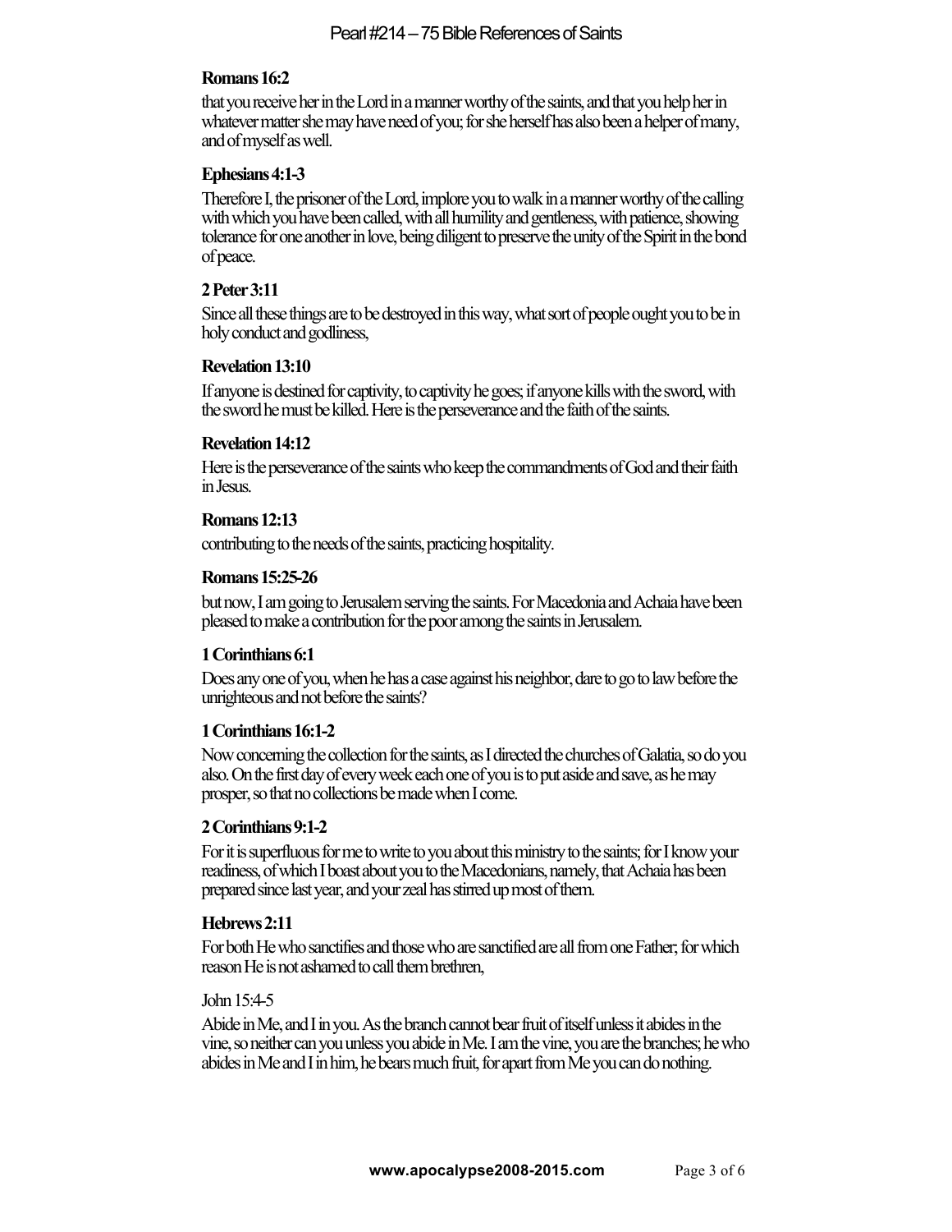**Romans 16:2**

that you receive her in the Lord in a manner worthy of the saints, and that you help her in whatever matter she may have need of you; for she herself has also been a helper of many, and of myself as well.

**Ephesians 4:1-3**

Therefore I, the prisoner of the Lord, implore you to walk in a manner worthy of the calling with which you have been called, with all humility and gentleness, with patience, showing tolerance for one another in love, being diligent to preserve the unity of the Spirit in the bond of peace.

**2 Peter 3:11**

Since all these things are to be destroyed in this way, what sort of people ought you to be in holy conduct and godliness,

**Revelation 13:10**

If anyone is destined for captivity, to captivity he goes; if anyone kills with the sword, with the sword he must be killed. Here is the perseverance and the faith of the saints.

**Revelation 14:12**

Here is the perseverance of the saints who keep the commandments of God and their faith in Jesus.

**Romans 12:13**

contributing to the needs of the saints, practicing hospitality.

**Romans 15:25-26**

but now, I am going to Jerusalem serving the saints. For Macedonia and Achaia have been pleased to make a contribution for the poor among the saints in Jerusalem.

**1 Corinthians 6:1**

Does any one of you, when he has a case against his neighbor, dare to go to law before the unrighteous and not before the saints?

**1 Corinthians 16:1-2**

Now concerning the collection for the saints, as I directed the churches of Galatia, so do you also. On the first day of every week each one of you is to put aside and save, as he may prosper, so that no collections be made when I come.

**2 Corinthians 9:1-2**

For it is superfluous for me to write to you about this ministry to the saints; for I know your readiness, of which I boast about you to the Macedonians, namely, that Achaia has been prepared since last year, and your zeal has stirred up most of them.

**Hebrews 2:11**

For both He who sanctifies and those who are sanctified are all from one Father; for which reason He is not ashamed to call them brethren,

John 15:4-5

Abide in Me, and I in you. As the branch cannot bear fruit of itself unless it abides in the vine, so neither can you unless you abide in Me. I am the vine, you are the branches; he who abides in Me and I in him, he bears much fruit, for apart from Me you can do nothing.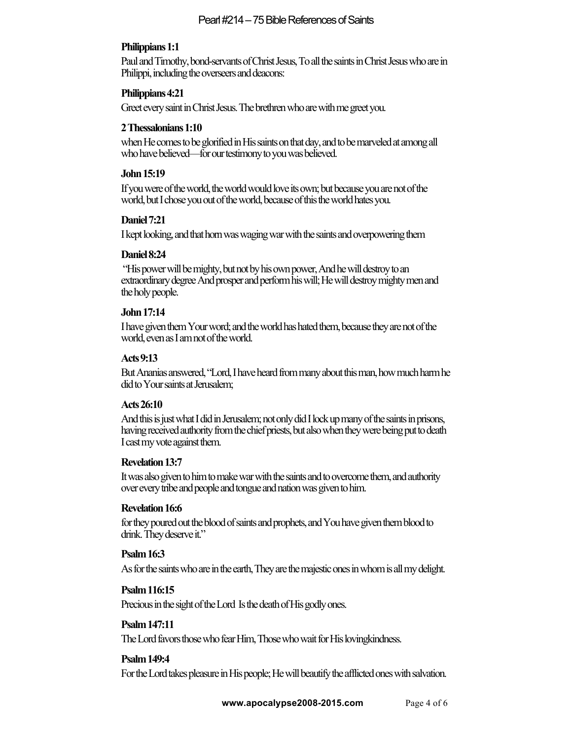**Philippians 1:1**

Paul and Timothy, bond-servants of Christ Jesus, To all the saints in Christ Jesus who are in Philippi, including the overseers and deacons:

**Philippians 4:21**

Greet every saint in Christ Jesus. The brethren who are with me greet you.

**2 Thessalonians 1:10**

when He comes to be glorified in His saints on that day, and to be marveled at among all who have believed—for our testimony to you was believed.

**John 15:19**

If you were of the world, the world would love its own; but because you are not of the world, but I chose you out of the world, because of this the world hates you.

**Daniel 7:21**

I kept looking, and that horn was waging war with the saints and overpowering them

**Daniel 8:24**

"His power will be mighty, but not by his own power, And he will destroy to an extraordinary degree And prosper and perform his will; He will destroy mighty men and the holy people.

**John 17:14**

I have given them Your word; and the world has hated them, because they are not of the world, even as I am not of the world.

**Acts 9:13**

But Ananias answered, "Lord, I have heard from many about this man, how much harm he did to Your saints at Jerusalem;

**Acts 26:10**

And this is just what I did in Jerusalem; not only did I lock up many of the saints in prisons, having received authority from the chief priests, but also when they were being put to death I cast my vote against them.

**Revelation 13:7**

It was also given to him to make war with the saints and to overcome them, and authority over every tribe and people and tongue and nation was given to him.

**Revelation 16:6**

for they poured out the blood of saints and prophets, and You have given them blood to drink. They deserve it."

**Psalm 16:3**

As for the saints who are in the earth, They are the majestic ones in whom is all my delight.

**Psalm 116:15**

Precious in the sight of the Lord Is the death of His godly ones.

**Psalm 147:11**

The Lord favors those who fear Him, Those who wait for His lovingkindness.

**Psalm 149:4**

For the Lord takes pleasure in His people; He will beautify the afflicted ones with salvation.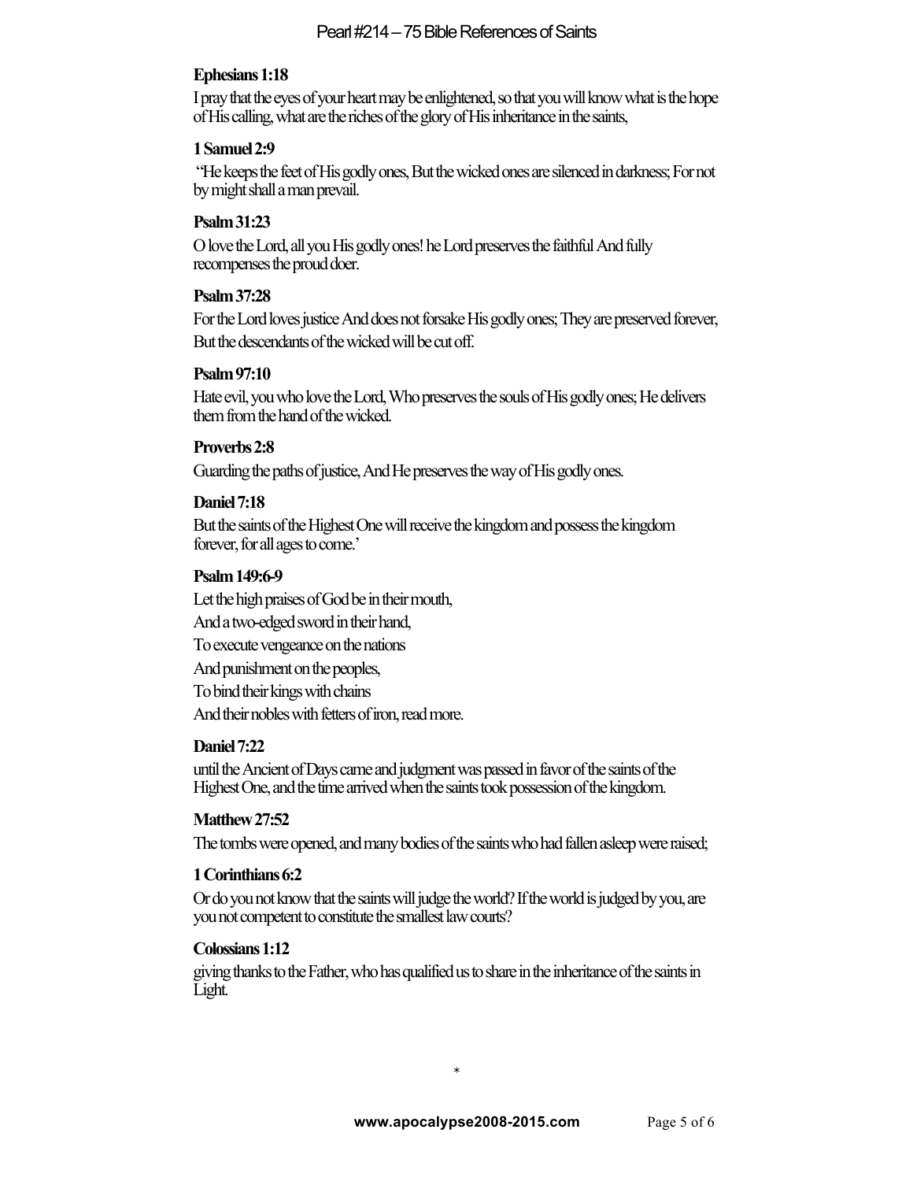**Ephesians 1:18**

I pray that the eyes of your heart may be enlightened, so that you will know what is the hope of His calling, what are the riches of the glory of His inheritance in the saints,

**1 Samuel 2:9**

"He keeps the feet of His godly ones, But the wicked ones are silenced in darkness; For not by might shall a man prevail.

**Psalm 31:23**

O love the Lord, all you His godly ones! he Lord preserves the faithful And fully recompenses the proud doer.

**Psalm 37:28**

For the Lord loves justice And does not forsake His godly ones; They are preserved forever, But the descendants of the wicked will be cut off.

**Psalm 97:10**

Hate evil, you who love the Lord, Who preserves the souls of His godly ones; He delivers them from the hand of the wicked.

**Proverbs 2:8**

Guarding the paths of justice, And He preserves the way of His godly ones.

**Daniel 7:18**

But the saints of the Highest One will receive the kingdom and possess the kingdom forever, for all ages to come.'

**Psalm 149:6-9**

Let the high praises of God be in their mouth,

And a two-edged sword in their hand,

To execute vengeance on the nations

And punishment on the peoples,

To bind their kings with chains

And their nobles with fetters of iron, read more.

**Daniel 7:22**

until the Ancient of Days came and judgment was passed in favor of the saints of the Highest One, and the time arrived when the saints took possession of the kingdom.

**Matthew 27:52**

The tombs were opened, and many bodies of the saints who had fallen asleep were raised;

**1 Corinthians 6:2**

Or do you not know that the saints will judge the world? If the world is judged by you, are you not competent to constitute the smallest law courts?

**Colossians 1:12**

giving thanks to the Father, who has qualified us to share in the inheritance of the saints in Light.

*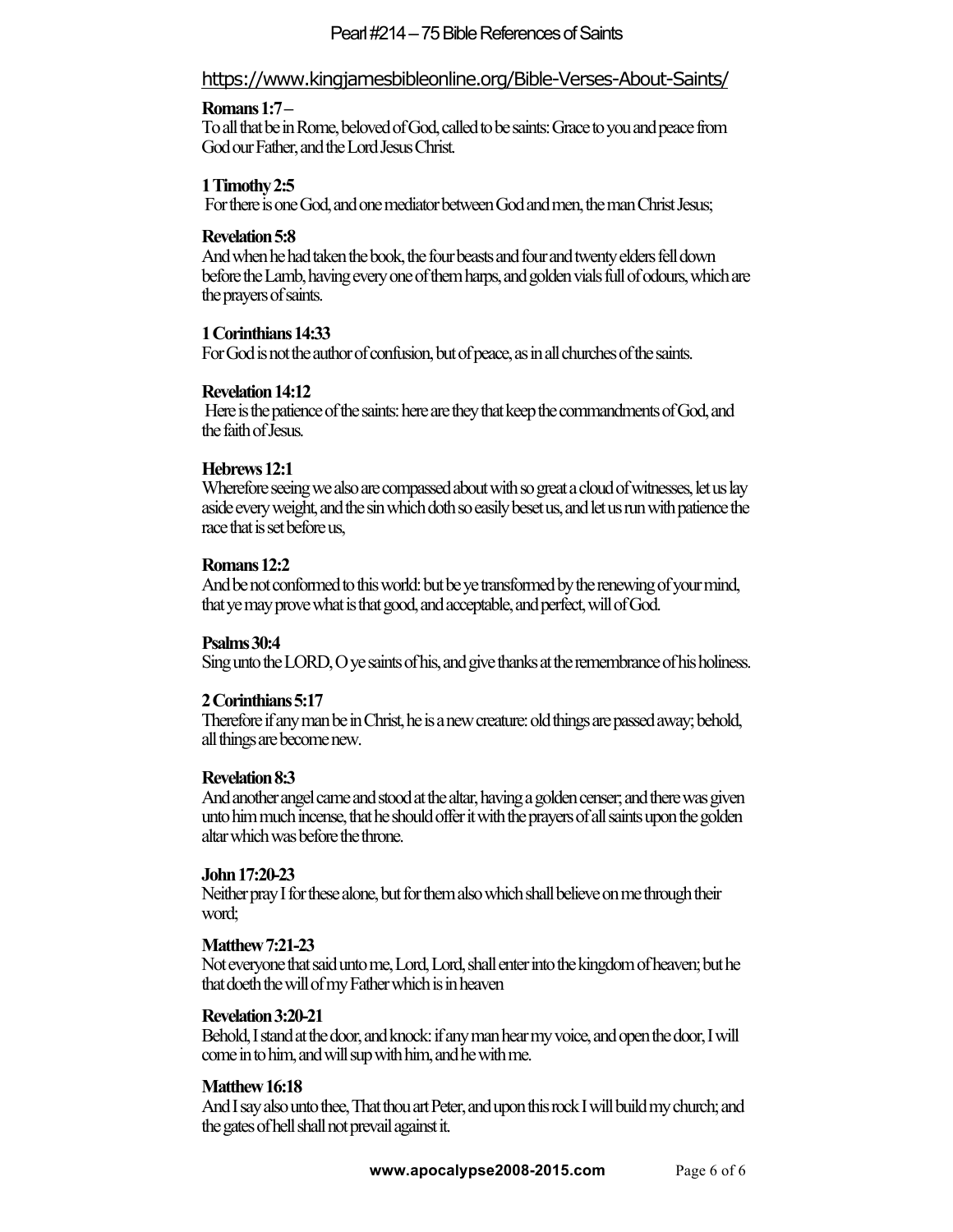https://www.kingjamesbibleonline.org/Bible-Verses-About-Saints/

**Romans 1:7 –**
To all that be in Rome, beloved of God, called to be saints: Grace to you and peace from God our Father, and the Lord Jesus Christ.

**1 Timothy 2:5**
For there is one God, and one mediator between God and men, the man Christ Jesus;

**Revelation 5:8**
And when he had taken the book, the four beasts and four and twenty elders fell down before the Lamb, having every one of them harps, and golden vials full of odours, which are the prayers of saints.

**1 Corinthians 14:33**
For God is not the author of confusion, but of peace, as in all churches of the saints.

**Revelation 14:12**
Here is the patience of the saints: here are they that keep the commandments of God, and the faith of Jesus.

**Hebrews 12:1**
Wherefore seeing we also are compassed about with so great a cloud of witnesses, let us lay aside every weight, and the sin which doth so easily beset us, and let us run with patience the race that is set before us,

**Romans 12:2**
And be not conformed to this world: but be ye transformed by the renewing of your mind, that ye may prove what is that good, and acceptable, and perfect, will of God.

**Psalms 30:4**
Sing unto the LORD, O ye saints of his, and give thanks at the remembrance of his holiness.

**2 Corinthians 5:17**
Therefore if any man be in Christ, he is a new creature: old things are passed away; behold, all things are become new.

**Revelation 8:3**
And another angel came and stood at the altar, having a golden censer; and there was given unto him much incense, that he should offer it with the prayers of all saints upon the golden altar which was before the throne.

**John 17:20-23**
Neither pray I for these alone, but for them also which shall believe on me through their word;

**Matthew 7:21-23**
Not everyone that said unto me, Lord, Lord, shall enter into the kingdom of heaven; but he that doeth the will of my Father which is in heaven

**Revelation 3:20-21**
Behold, I stand at the door, and knock: if any man hear my voice, and open the door, I will come in to him, and will sup with him, and he with me.

**Matthew 16:18**
And I say also unto thee, That thou art Peter, and upon this rock I will build my church; and the gates of hell shall not prevail against it.